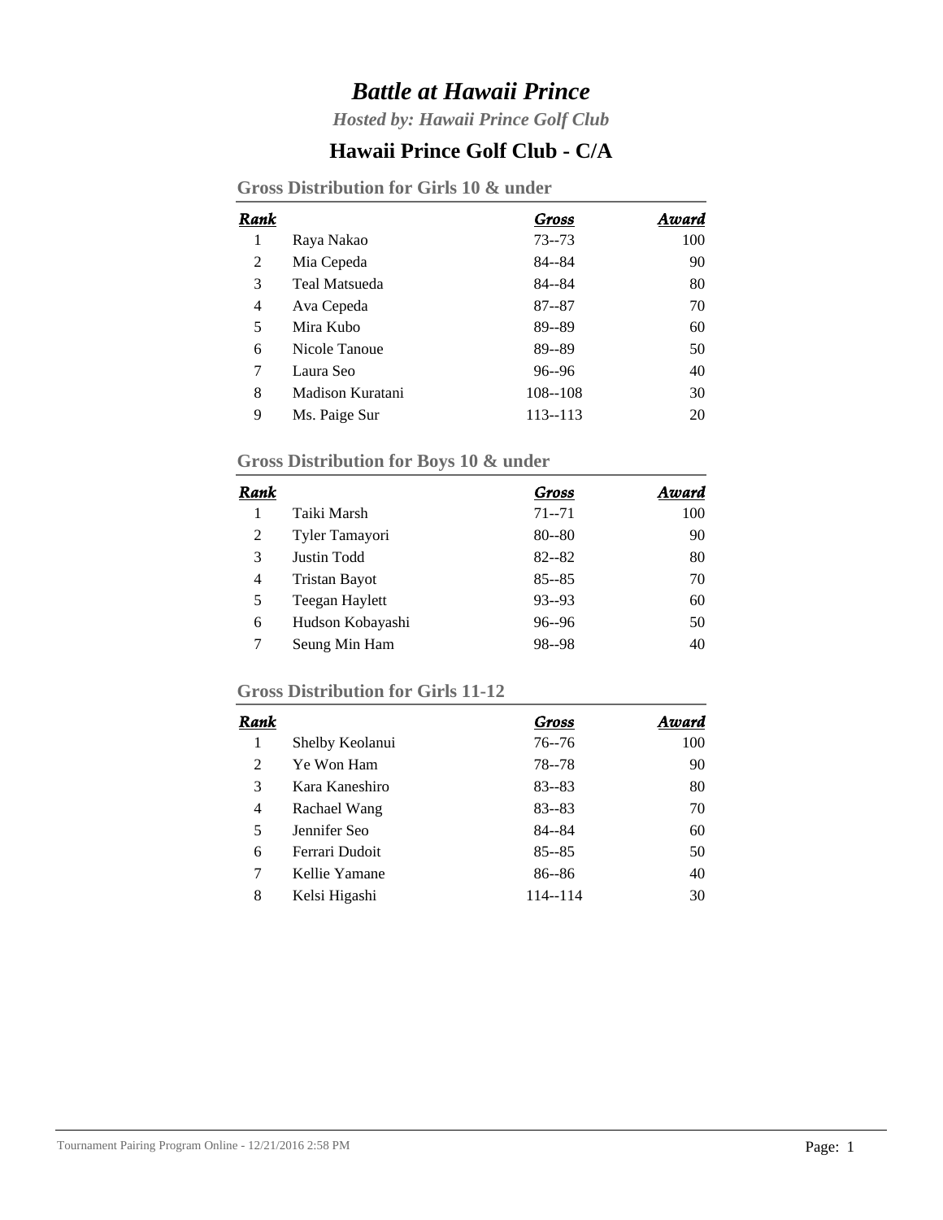# *Battle at Hawaii Prince*

***Hosted by: Hawaii Prince Golf Club***

## Hawaii Prince Golf Club - C/A

### Gross Distribution for Girls 10 & under

| Rank | | Gross | Award |
|---|---|---|---|
| 1 | Raya Nakao | 73--73 | 100 |
| 2 | Mia Cepeda | 84--84 | 90 |
| 3 | Teal Matsueda | 84--84 | 80 |
| 4 | Ava Cepeda | 87--87 | 70 |
| 5 | Mira Kubo | 89--89 | 60 |
| 6 | Nicole Tanoue | 89--89 | 50 |
| 7 | Laura Seo | 96--96 | 40 |
| 8 | Madison Kuratani | 108--108 | 30 |
| 9 | Ms. Paige Sur | 113--113 | 20 |

### Gross Distribution for Boys 10 & under

| Rank | | Gross | Award |
|---|---|---|---|
| 1 | Taiki Marsh | 71--71 | 100 |
| 2 | Tyler Tamayori | 80--80 | 90 |
| 3 | Justin Todd | 82--82 | 80 |
| 4 | Tristan Bayot | 85--85 | 70 |
| 5 | Teegan Haylett | 93--93 | 60 |
| 6 | Hudson Kobayashi | 96--96 | 50 |
| 7 | Seung Min Ham | 98--98 | 40 |

### Gross Distribution for Girls 11-12

| Rank | | Gross | Award |
|---|---|---|---|
| 1 | Shelby Keolanui | 76--76 | 100 |
| 2 | Ye Won Ham | 78--78 | 90 |
| 3 | Kara Kaneshiro | 83--83 | 80 |
| 4 | Rachael Wang | 83--83 | 70 |
| 5 | Jennifer Seo | 84--84 | 60 |
| 6 | Ferrari Dudoit | 85--85 | 50 |
| 7 | Kellie Yamane | 86--86 | 40 |
| 8 | Kelsi Higashi | 114--114 | 30 |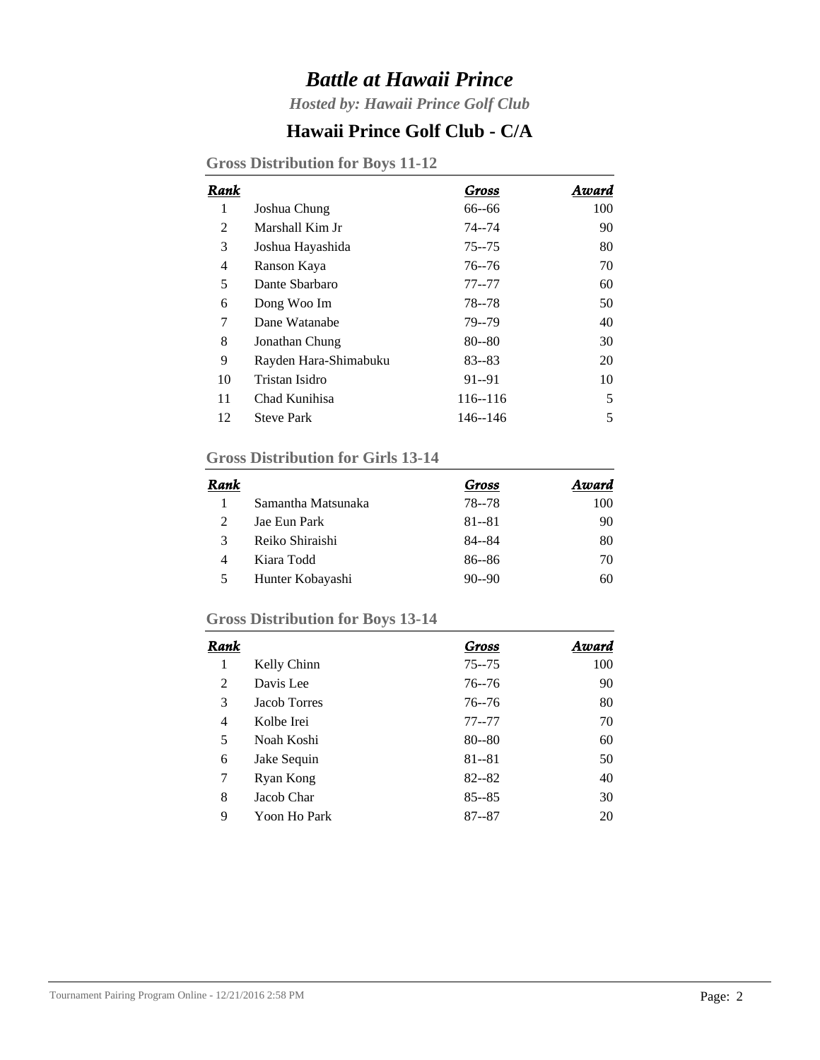# *Battle at Hawaii Prince*

***Hosted by: Hawaii Prince Golf Club***

## Hawaii Prince Golf Club - C/A

### Gross Distribution for Boys 11-12

| Rank | | Gross | Award |
|---|---|---|---|
| 1 | Joshua Chung | 66--66 | 100 |
| 2 | Marshall Kim Jr | 74--74 | 90 |
| 3 | Joshua Hayashida | 75--75 | 80 |
| 4 | Ranson Kaya | 76--76 | 70 |
| 5 | Dante Sbarbaro | 77--77 | 60 |
| 6 | Dong Woo Im | 78--78 | 50 |
| 7 | Dane Watanabe | 79--79 | 40 |
| 8 | Jonathan Chung | 80--80 | 30 |
| 9 | Rayden Hara-Shimabuku | 83--83 | 20 |
| 10 | Tristan Isidro | 91--91 | 10 |
| 11 | Chad Kunihisa | 116--116 | 5 |
| 12 | Steve Park | 146--146 | 5 |

### Gross Distribution for Girls 13-14

| Rank | | Gross | Award |
|---|---|---|---|
| 1 | Samantha Matsunaka | 78--78 | 100 |
| 2 | Jae Eun Park | 81--81 | 90 |
| 3 | Reiko Shiraishi | 84--84 | 80 |
| 4 | Kiara Todd | 86--86 | 70 |
| 5 | Hunter Kobayashi | 90--90 | 60 |

### Gross Distribution for Boys 13-14

| Rank | | Gross | Award |
|---|---|---|---|
| 1 | Kelly Chinn | 75--75 | 100 |
| 2 | Davis Lee | 76--76 | 90 |
| 3 | Jacob Torres | 76--76 | 80 |
| 4 | Kolbe Irei | 77--77 | 70 |
| 5 | Noah Koshi | 80--80 | 60 |
| 6 | Jake Sequin | 81--81 | 50 |
| 7 | Ryan Kong | 82--82 | 40 |
| 8 | Jacob Char | 85--85 | 30 |
| 9 | Yoon Ho Park | 87--87 | 20 |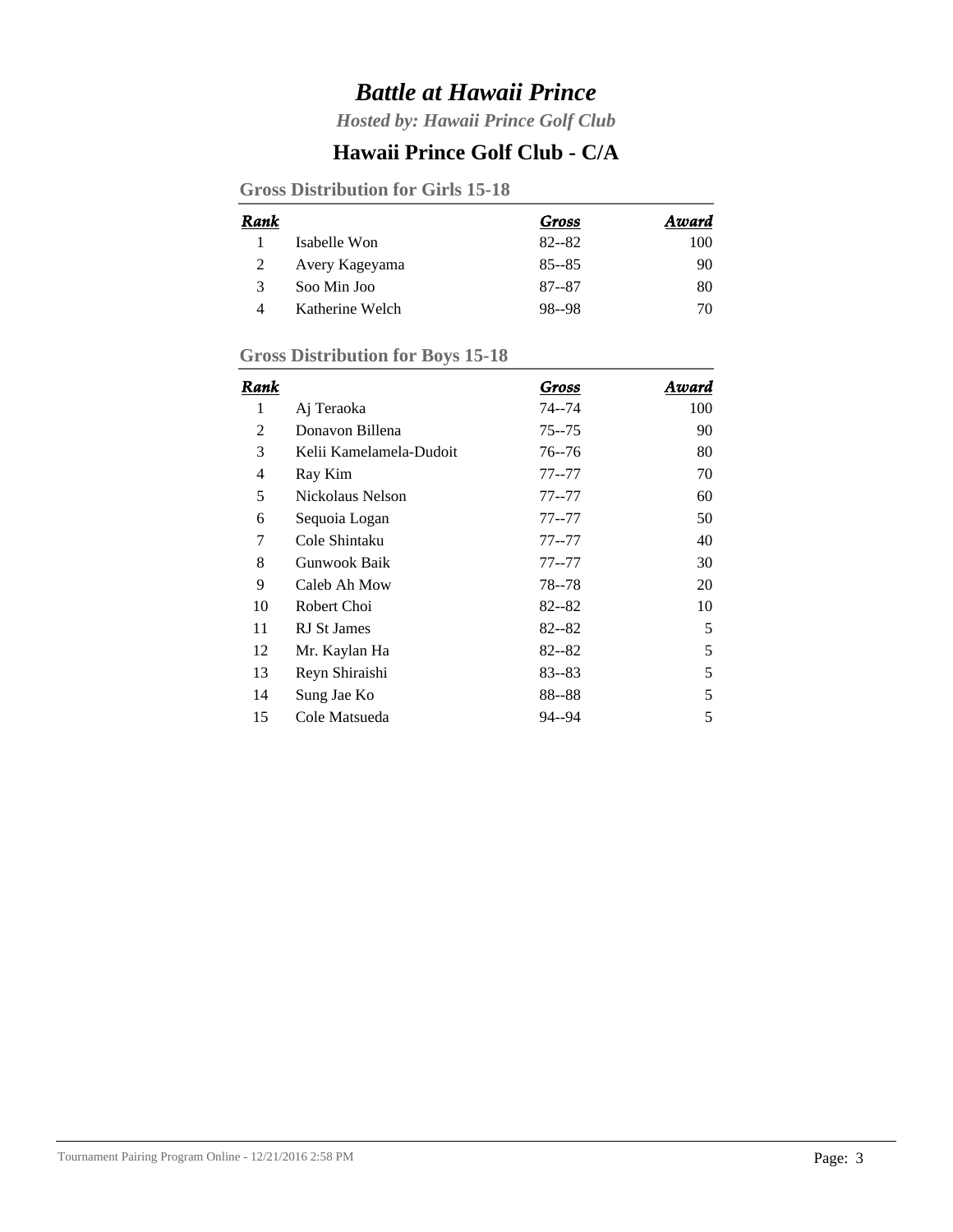# *Battle at Hawaii Prince*

***Hosted by: Hawaii Prince Golf Club***

## Hawaii Prince Golf Club - C/A

### Gross Distribution for Girls 15-18

| *Rank* | | *Gross* | *Award* |
|---|---|---|---|
| 1 | Isabelle Won | 82--82 | 100 |
| 2 | Avery Kageyama | 85--85 | 90 |
| 3 | Soo Min Joo | 87--87 | 80 |
| 4 | Katherine Welch | 98--98 | 70 |

### Gross Distribution for Boys 15-18

| *Rank* | | *Gross* | *Award* |
|---|---|---|---|
| 1 | Aj Teraoka | 74--74 | 100 |
| 2 | Donavon Billena | 75--75 | 90 |
| 3 | Kelii Kamelamela-Dudoit | 76--76 | 80 |
| 4 | Ray Kim | 77--77 | 70 |
| 5 | Nickolaus Nelson | 77--77 | 60 |
| 6 | Sequoia Logan | 77--77 | 50 |
| 7 | Cole Shintaku | 77--77 | 40 |
| 8 | Gunwook Baik | 77--77 | 30 |
| 9 | Caleb Ah Mow | 78--78 | 20 |
| 10 | Robert Choi | 82--82 | 10 |
| 11 | RJ St James | 82--82 | 5 |
| 12 | Mr. Kaylan Ha | 82--82 | 5 |
| 13 | Reyn Shiraishi | 83--83 | 5 |
| 14 | Sung Jae Ko | 88--88 | 5 |
| 15 | Cole Matsueda | 94--94 | 5 |